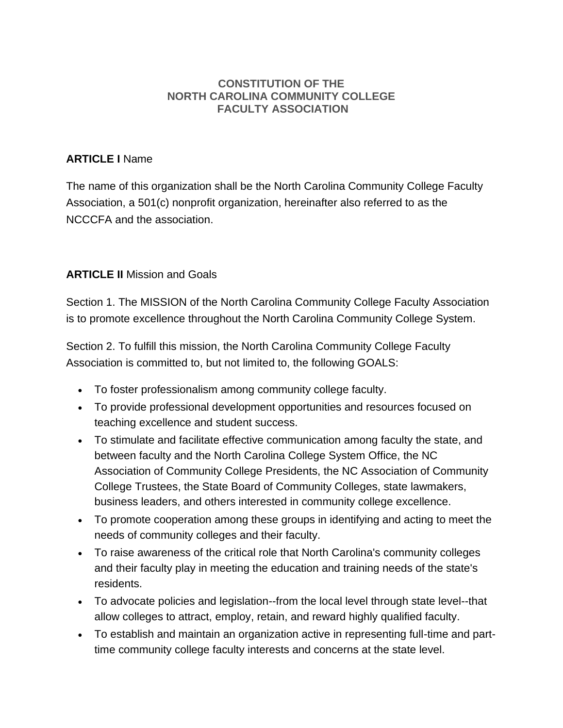# CONSTITUTION OF THE NORTH CAROLINA COMMUNITY COLLEGE FACULTY ASSOCIATION

## ARTICLE I Name

The name of this organization shall be the North Carolina Community College Faculty Association, a 501(c) nonprofit organization, hereinafter also referred to as the NCCCFA and the association.

## ARTICLE II Mission and Goals

Section 1. The MISSION of the North Carolina Community College Faculty Association is to promote excellence throughout the North Carolina Community College System.

Section 2. To fulfill this mission, the North Carolina Community College Faculty Association is committed to, but not limited to, the following GOALS:

- To foster professionalism among community college faculty.
- To provide professional development opportunities and resources focused on teaching excellence and student success.
- To stimulate and facilitate effective communication among faculty the state, and between faculty and the North Carolina College System Office, the NC Association of Community College Presidents, the NC Association of Community College Trustees, the State Board of Community Colleges, state lawmakers, business leaders, and others interested in community college excellence.
- To promote cooperation among these groups in identifying and acting to meet the needs of community colleges and their faculty.
- To raise awareness of the critical role that North Carolina's community colleges and their faculty play in meeting the education and training needs of the state's residents.
- To advocate policies and legislation--from the local level through state level--that allow colleges to attract, employ, retain, and reward highly qualified faculty.
- To establish and maintain an organization active in representing full-time and part-time community college faculty interests and concerns at the state level.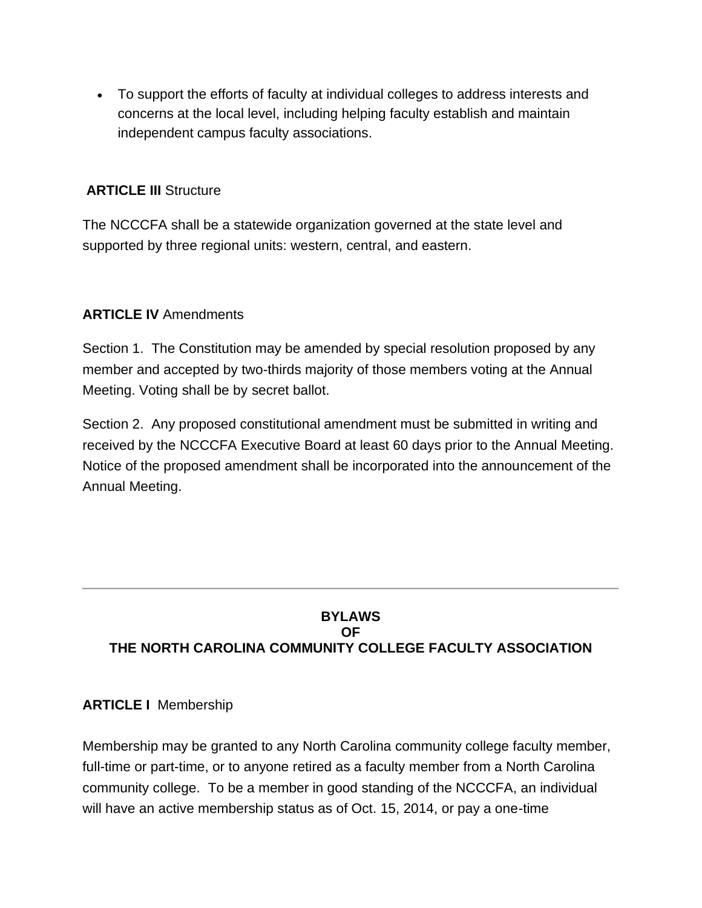- To support the efforts of faculty at individual colleges to address interests and concerns at the local level, including helping faculty establish and maintain independent campus faculty associations.

**ARTICLE III** Structure

The NCCCFA shall be a statewide organization governed at the state level and supported by three regional units: western, central, and eastern.

**ARTICLE IV** Amendments

Section 1. The Constitution may be amended by special resolution proposed by any member and accepted by two-thirds majority of those members voting at the Annual Meeting. Voting shall be by secret ballot.

Section 2. Any proposed constitutional amendment must be submitted in writing and received by the NCCCFA Executive Board at least 60 days prior to the Annual Meeting. Notice of the proposed amendment shall be incorporated into the announcement of the Annual Meeting.

---

# BYLAWS OF THE NORTH CAROLINA COMMUNITY COLLEGE FACULTY ASSOCIATION

**ARTICLE I** Membership

Membership may be granted to any North Carolina community college faculty member, full-time or part-time, or to anyone retired as a faculty member from a North Carolina community college. To be a member in good standing of the NCCCFA, an individual will have an active membership status as of Oct. 15, 2014, or pay a one-time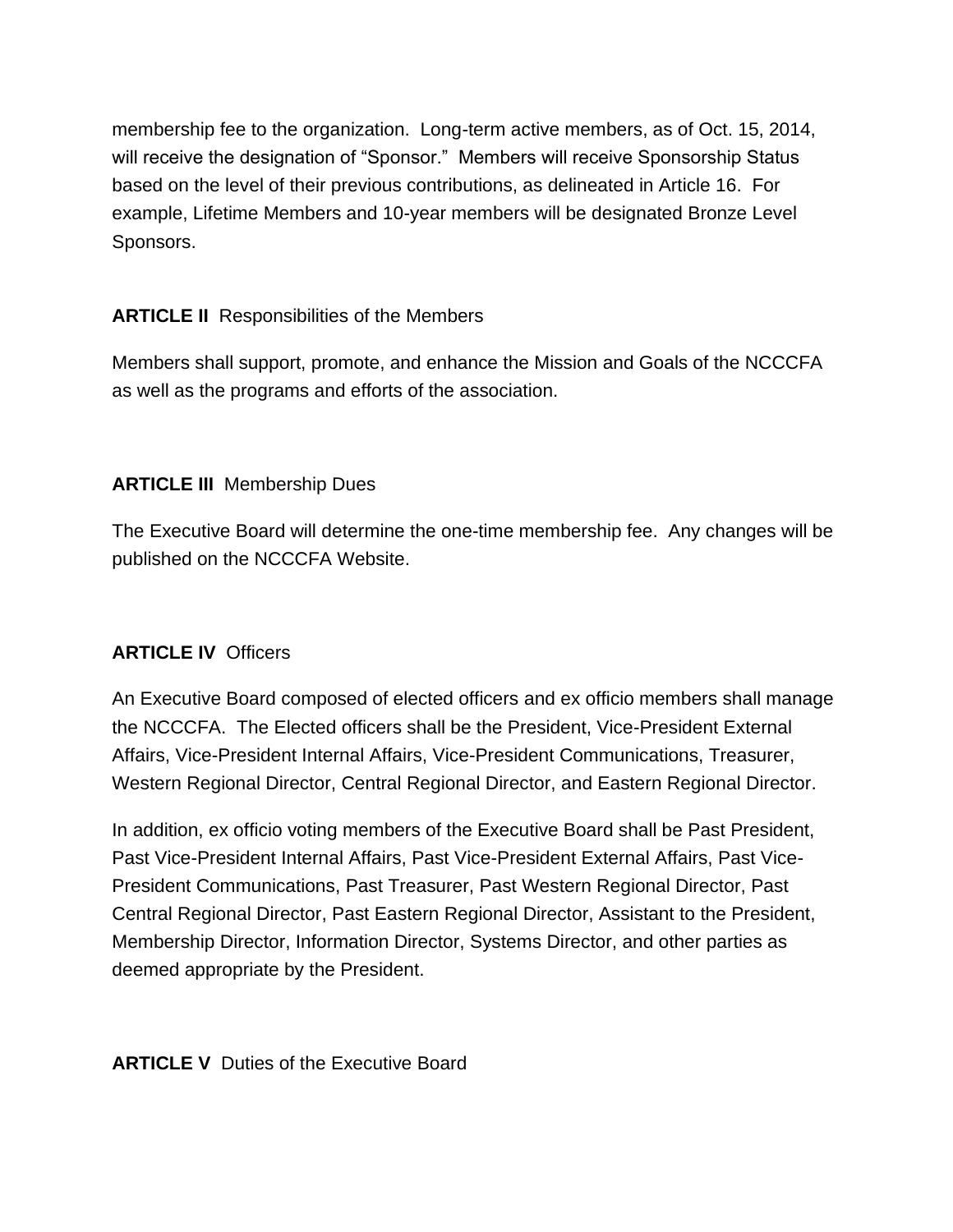membership fee to the organization. Long-term active members, as of Oct. 15, 2014, will receive the designation of "Sponsor." Members will receive Sponsorship Status based on the level of their previous contributions, as delineated in Article 16. For example, Lifetime Members and 10-year members will be designated Bronze Level Sponsors.

**ARTICLE II** Responsibilities of the Members

Members shall support, promote, and enhance the Mission and Goals of the NCCCFA as well as the programs and efforts of the association.

**ARTICLE III** Membership Dues

The Executive Board will determine the one-time membership fee. Any changes will be published on the NCCCFA Website.

**ARTICLE IV** Officers

An Executive Board composed of elected officers and ex officio members shall manage the NCCCFA. The Elected officers shall be the President, Vice-President External Affairs, Vice-President Internal Affairs, Vice-President Communications, Treasurer, Western Regional Director, Central Regional Director, and Eastern Regional Director.

In addition, ex officio voting members of the Executive Board shall be Past President, Past Vice-President Internal Affairs, Past Vice-President External Affairs, Past Vice-President Communications, Past Treasurer, Past Western Regional Director, Past Central Regional Director, Past Eastern Regional Director, Assistant to the President, Membership Director, Information Director, Systems Director, and other parties as deemed appropriate by the President.

**ARTICLE V** Duties of the Executive Board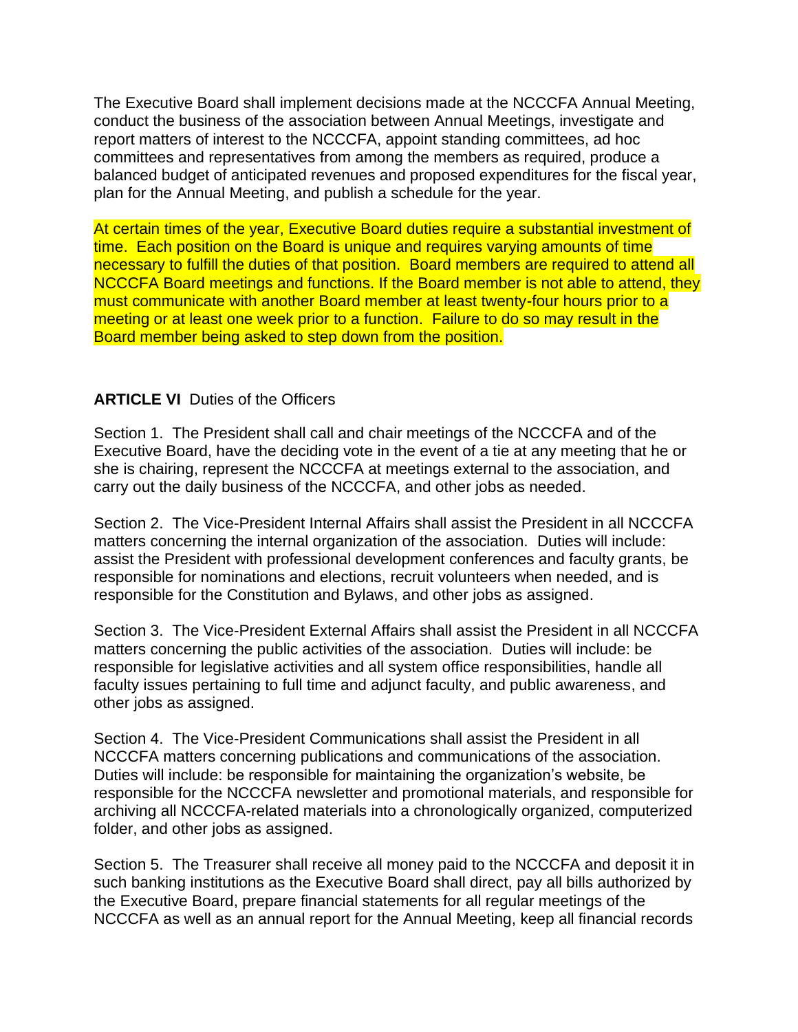The Executive Board shall implement decisions made at the NCCCFA Annual Meeting, conduct the business of the association between Annual Meetings, investigate and report matters of interest to the NCCCFA, appoint standing committees, ad hoc committees and representatives from among the members as required, produce a balanced budget of anticipated revenues and proposed expenditures for the fiscal year, plan for the Annual Meeting, and publish a schedule for the year.

At certain times of the year, Executive Board duties require a substantial investment of time. Each position on the Board is unique and requires varying amounts of time necessary to fulfill the duties of that position. Board members are required to attend all NCCCFA Board meetings and functions. If the Board member is not able to attend, they must communicate with another Board member at least twenty-four hours prior to a meeting or at least one week prior to a function. Failure to do so may result in the Board member being asked to step down from the position.

**ARTICLE VI** Duties of the Officers

Section 1. The President shall call and chair meetings of the NCCCFA and of the Executive Board, have the deciding vote in the event of a tie at any meeting that he or she is chairing, represent the NCCCFA at meetings external to the association, and carry out the daily business of the NCCCFA, and other jobs as needed.

Section 2. The Vice-President Internal Affairs shall assist the President in all NCCCFA matters concerning the internal organization of the association. Duties will include: assist the President with professional development conferences and faculty grants, be responsible for nominations and elections, recruit volunteers when needed, and is responsible for the Constitution and Bylaws, and other jobs as assigned.

Section 3. The Vice-President External Affairs shall assist the President in all NCCCFA matters concerning the public activities of the association. Duties will include: be responsible for legislative activities and all system office responsibilities, handle all faculty issues pertaining to full time and adjunct faculty, and public awareness, and other jobs as assigned.

Section 4. The Vice-President Communications shall assist the President in all NCCCFA matters concerning publications and communications of the association. Duties will include: be responsible for maintaining the organization's website, be responsible for the NCCCFA newsletter and promotional materials, and responsible for archiving all NCCCFA-related materials into a chronologically organized, computerized folder, and other jobs as assigned.

Section 5. The Treasurer shall receive all money paid to the NCCCFA and deposit it in such banking institutions as the Executive Board shall direct, pay all bills authorized by the Executive Board, prepare financial statements for all regular meetings of the NCCCFA as well as an annual report for the Annual Meeting, keep all financial records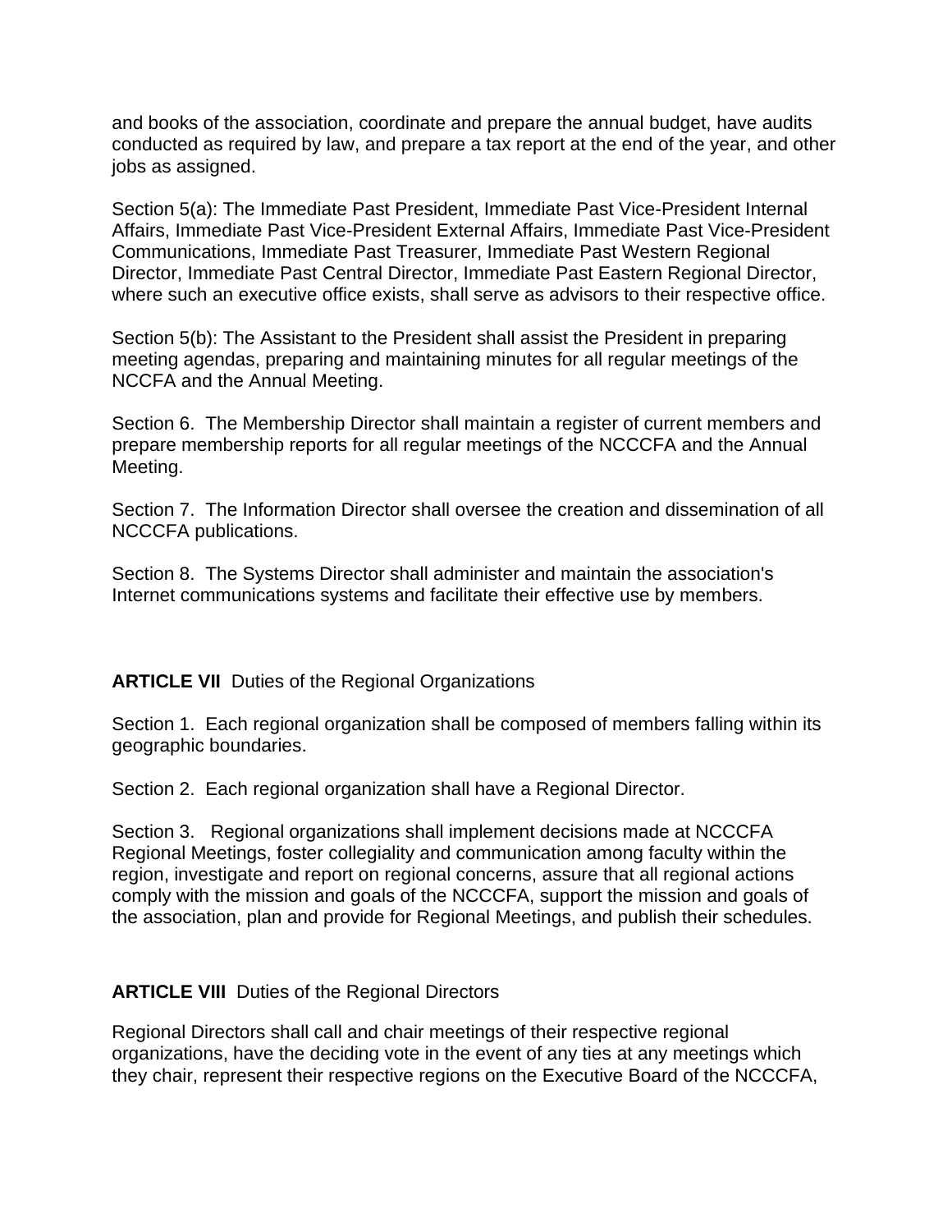and books of the association, coordinate and prepare the annual budget, have audits conducted as required by law, and prepare a tax report at the end of the year, and other jobs as assigned.

Section 5(a): The Immediate Past President, Immediate Past Vice-President Internal Affairs, Immediate Past Vice-President External Affairs, Immediate Past Vice-President Communications, Immediate Past Treasurer, Immediate Past Western Regional Director, Immediate Past Central Director, Immediate Past Eastern Regional Director, where such an executive office exists, shall serve as advisors to their respective office.

Section 5(b): The Assistant to the President shall assist the President in preparing meeting agendas, preparing and maintaining minutes for all regular meetings of the NCCFA and the Annual Meeting.

Section 6. The Membership Director shall maintain a register of current members and prepare membership reports for all regular meetings of the NCCCFA and the Annual Meeting.

Section 7. The Information Director shall oversee the creation and dissemination of all NCCCFA publications.

Section 8. The Systems Director shall administer and maintain the association's Internet communications systems and facilitate their effective use by members.

**ARTICLE VII** Duties of the Regional Organizations

Section 1. Each regional organization shall be composed of members falling within its geographic boundaries.

Section 2. Each regional organization shall have a Regional Director.

Section 3. Regional organizations shall implement decisions made at NCCCFA Regional Meetings, foster collegiality and communication among faculty within the region, investigate and report on regional concerns, assure that all regional actions comply with the mission and goals of the NCCCFA, support the mission and goals of the association, plan and provide for Regional Meetings, and publish their schedules.

**ARTICLE VIII** Duties of the Regional Directors

Regional Directors shall call and chair meetings of their respective regional organizations, have the deciding vote in the event of any ties at any meetings which they chair, represent their respective regions on the Executive Board of the NCCCFA,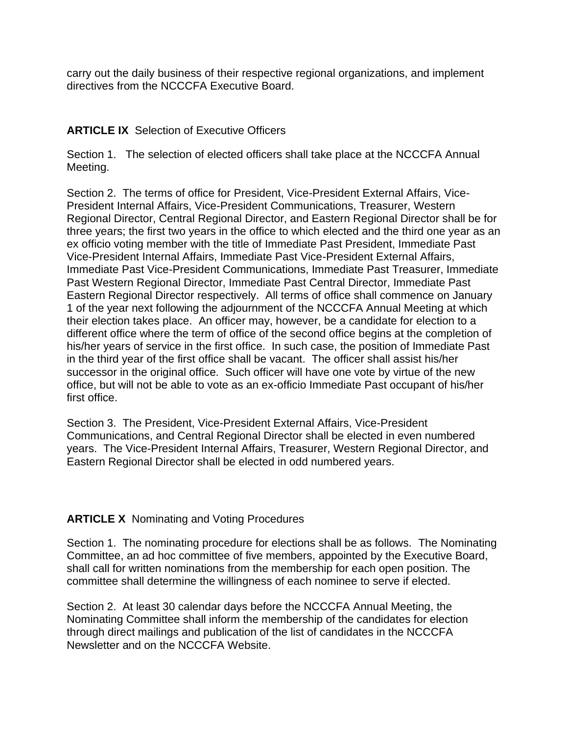carry out the daily business of their respective regional organizations, and implement directives from the NCCCFA Executive Board.

## ARTICLE IX Selection of Executive Officers

Section 1. The selection of elected officers shall take place at the NCCCFA Annual Meeting.

Section 2. The terms of office for President, Vice-President External Affairs, Vice-President Internal Affairs, Vice-President Communications, Treasurer, Western Regional Director, Central Regional Director, and Eastern Regional Director shall be for three years; the first two years in the office to which elected and the third one year as an ex officio voting member with the title of Immediate Past President, Immediate Past Vice-President Internal Affairs, Immediate Past Vice-President External Affairs, Immediate Past Vice-President Communications, Immediate Past Treasurer, Immediate Past Western Regional Director, Immediate Past Central Director, Immediate Past Eastern Regional Director respectively. All terms of office shall commence on January 1 of the year next following the adjournment of the NCCCFA Annual Meeting at which their election takes place. An officer may, however, be a candidate for election to a different office where the term of office of the second office begins at the completion of his/her years of service in the first office. In such case, the position of Immediate Past in the third year of the first office shall be vacant. The officer shall assist his/her successor in the original office. Such officer will have one vote by virtue of the new office, but will not be able to vote as an ex-officio Immediate Past occupant of his/her first office.

Section 3. The President, Vice-President External Affairs, Vice-President Communications, and Central Regional Director shall be elected in even numbered years. The Vice-President Internal Affairs, Treasurer, Western Regional Director, and Eastern Regional Director shall be elected in odd numbered years.

## ARTICLE X Nominating and Voting Procedures

Section 1. The nominating procedure for elections shall be as follows. The Nominating Committee, an ad hoc committee of five members, appointed by the Executive Board, shall call for written nominations from the membership for each open position. The committee shall determine the willingness of each nominee to serve if elected.

Section 2. At least 30 calendar days before the NCCCFA Annual Meeting, the Nominating Committee shall inform the membership of the candidates for election through direct mailings and publication of the list of candidates in the NCCCFA Newsletter and on the NCCCFA Website.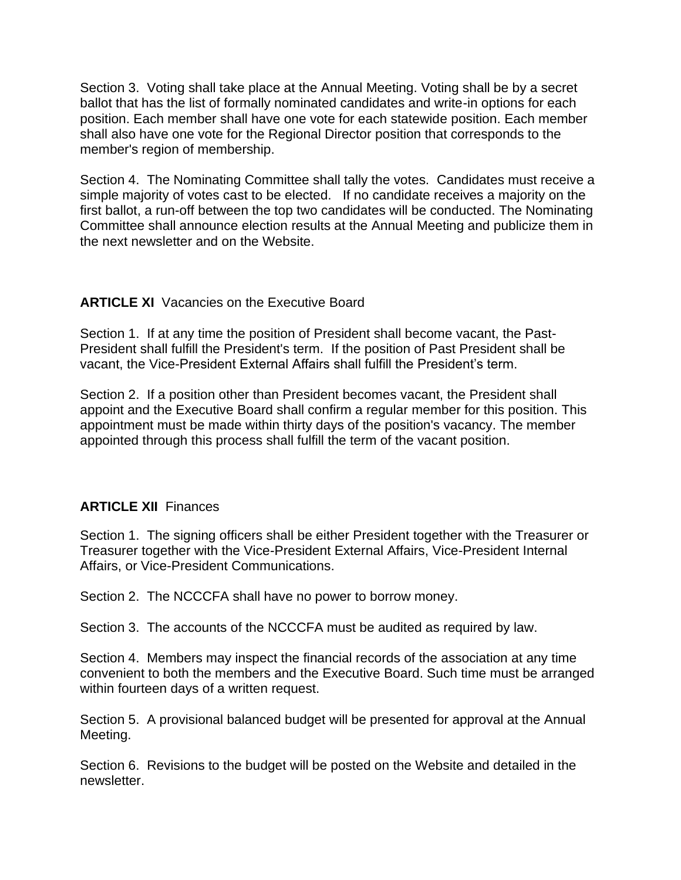Section 3. Voting shall take place at the Annual Meeting. Voting shall be by a secret ballot that has the list of formally nominated candidates and write-in options for each position. Each member shall have one vote for each statewide position. Each member shall also have one vote for the Regional Director position that corresponds to the member's region of membership.

Section 4. The Nominating Committee shall tally the votes. Candidates must receive a simple majority of votes cast to be elected. If no candidate receives a majority on the first ballot, a run-off between the top two candidates will be conducted. The Nominating Committee shall announce election results at the Annual Meeting and publicize them in the next newsletter and on the Website.

## **ARTICLE XI** Vacancies on the Executive Board

Section 1. If at any time the position of President shall become vacant, the Past-President shall fulfill the President's term. If the position of Past President shall be vacant, the Vice-President External Affairs shall fulfill the President's term.

Section 2. If a position other than President becomes vacant, the President shall appoint and the Executive Board shall confirm a regular member for this position. This appointment must be made within thirty days of the position's vacancy. The member appointed through this process shall fulfill the term of the vacant position.

## **ARTICLE XII** Finances

Section 1. The signing officers shall be either President together with the Treasurer or Treasurer together with the Vice-President External Affairs, Vice-President Internal Affairs, or Vice-President Communications.

Section 2. The NCCCFA shall have no power to borrow money.

Section 3. The accounts of the NCCCFA must be audited as required by law.

Section 4. Members may inspect the financial records of the association at any time convenient to both the members and the Executive Board. Such time must be arranged within fourteen days of a written request.

Section 5. A provisional balanced budget will be presented for approval at the Annual Meeting.

Section 6. Revisions to the budget will be posted on the Website and detailed in the newsletter.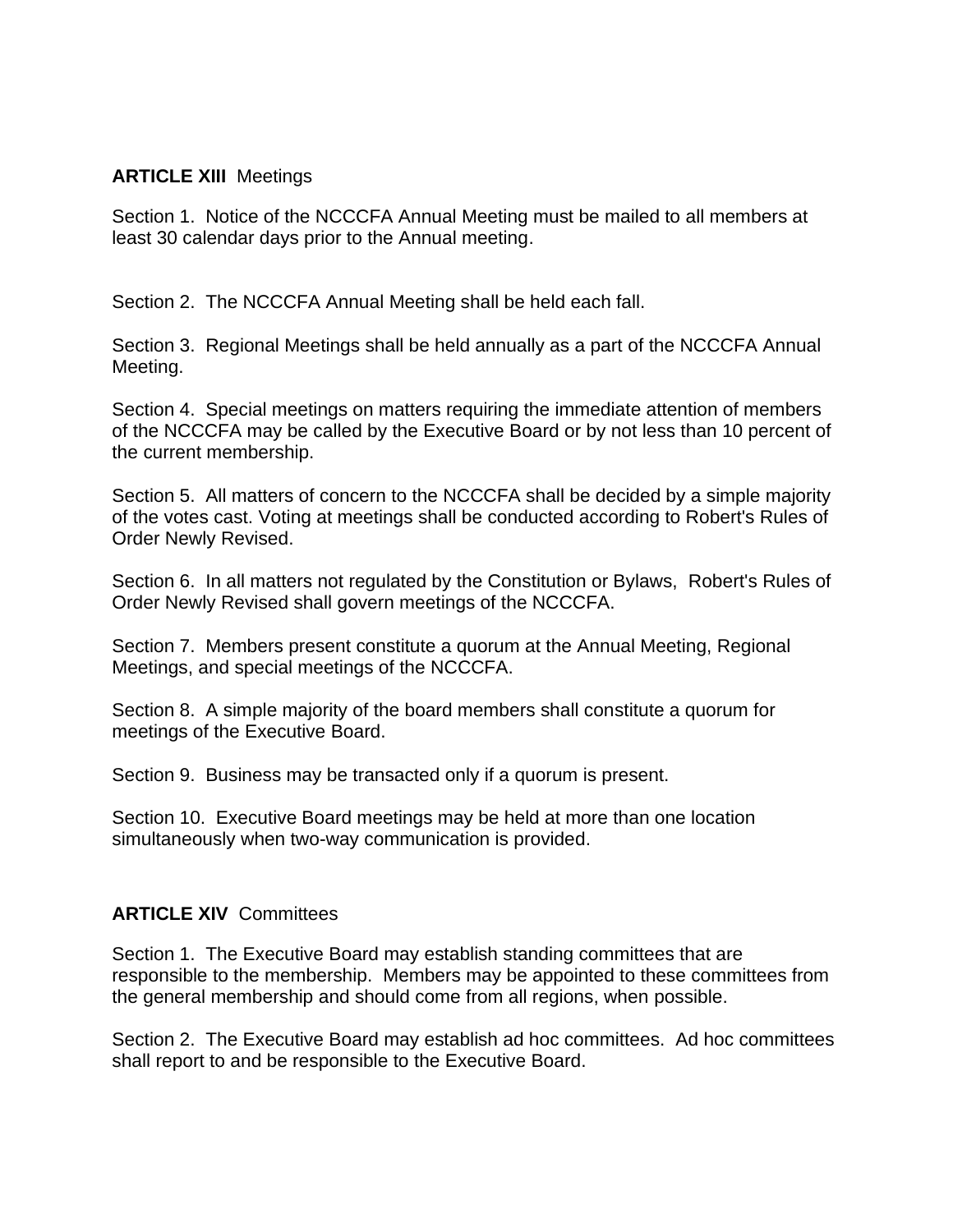**ARTICLE XIII** Meetings

Section 1. Notice of the NCCCFA Annual Meeting must be mailed to all members at least 30 calendar days prior to the Annual meeting.

Section 2. The NCCCFA Annual Meeting shall be held each fall.

Section 3. Regional Meetings shall be held annually as a part of the NCCCFA Annual Meeting.

Section 4. Special meetings on matters requiring the immediate attention of members of the NCCCFA may be called by the Executive Board or by not less than 10 percent of the current membership.

Section 5. All matters of concern to the NCCCFA shall be decided by a simple majority of the votes cast. Voting at meetings shall be conducted according to Robert's Rules of Order Newly Revised.

Section 6. In all matters not regulated by the Constitution or Bylaws, Robert's Rules of Order Newly Revised shall govern meetings of the NCCCFA.

Section 7. Members present constitute a quorum at the Annual Meeting, Regional Meetings, and special meetings of the NCCCFA.

Section 8. A simple majority of the board members shall constitute a quorum for meetings of the Executive Board.

Section 9. Business may be transacted only if a quorum is present.

Section 10. Executive Board meetings may be held at more than one location simultaneously when two-way communication is provided.

**ARTICLE XIV** Committees

Section 1. The Executive Board may establish standing committees that are responsible to the membership. Members may be appointed to these committees from the general membership and should come from all regions, when possible.

Section 2. The Executive Board may establish ad hoc committees. Ad hoc committees shall report to and be responsible to the Executive Board.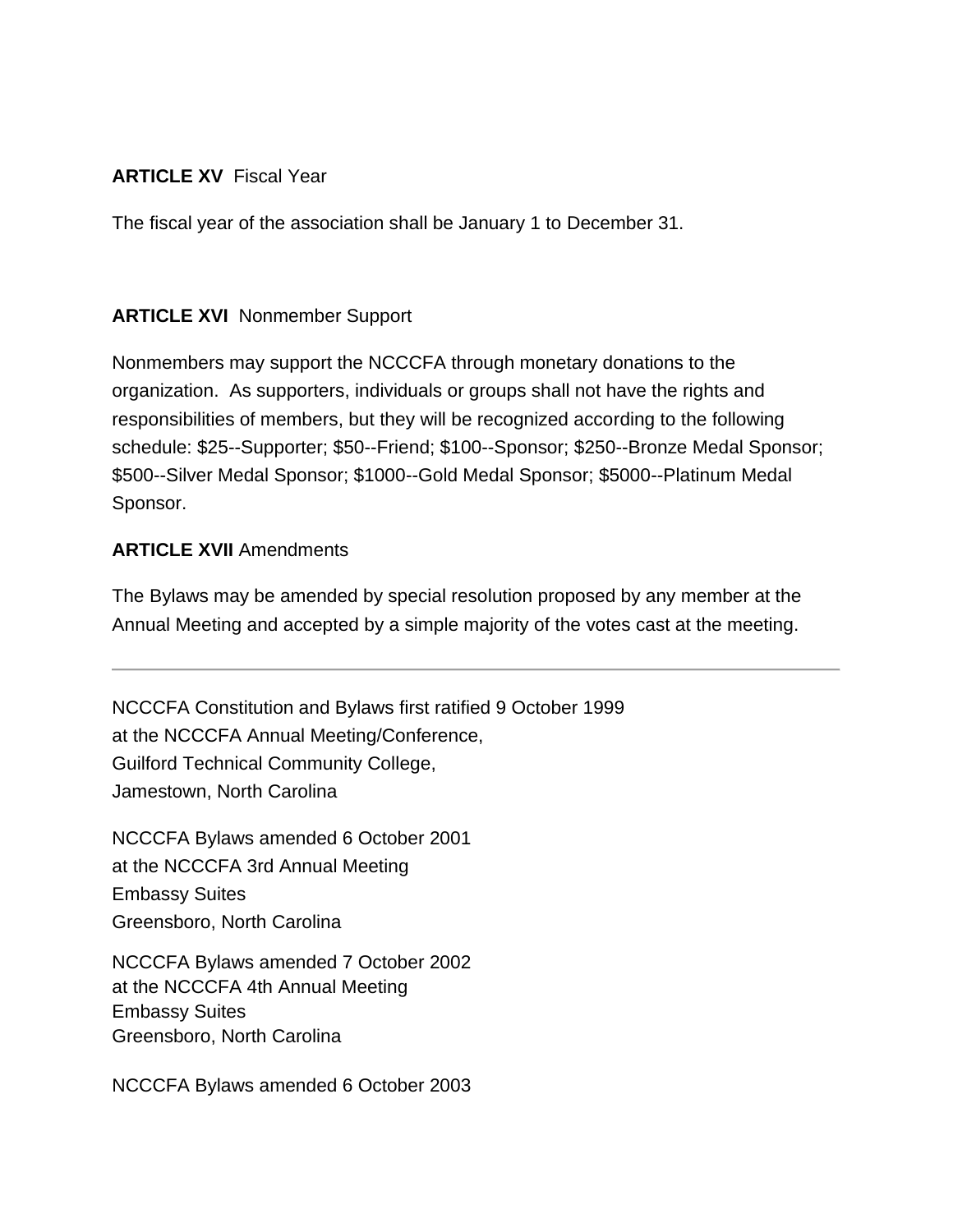**ARTICLE XV** Fiscal Year

The fiscal year of the association shall be January 1 to December 31.

**ARTICLE XVI** Nonmember Support

Nonmembers may support the NCCCFA through monetary donations to the organization. As supporters, individuals or groups shall not have the rights and responsibilities of members, but they will be recognized according to the following schedule: $25--Supporter; $50--Friend; $100--Sponsor; $250--Bronze Medal Sponsor; $500--Silver Medal Sponsor; $1000--Gold Medal Sponsor; $5000--Platinum Medal Sponsor.

**ARTICLE XVII** Amendments

The Bylaws may be amended by special resolution proposed by any member at the Annual Meeting and accepted by a simple majority of the votes cast at the meeting.

---

NCCCFA Constitution and Bylaws first ratified 9 October 1999
at the NCCCFA Annual Meeting/Conference,
Guilford Technical Community College,
Jamestown, North Carolina

NCCCFA Bylaws amended 6 October 2001
at the NCCCFA 3rd Annual Meeting
Embassy Suites
Greensboro, North Carolina

NCCCFA Bylaws amended 7 October 2002
at the NCCCFA 4th Annual Meeting
Embassy Suites
Greensboro, North Carolina

NCCCFA Bylaws amended 6 October 2003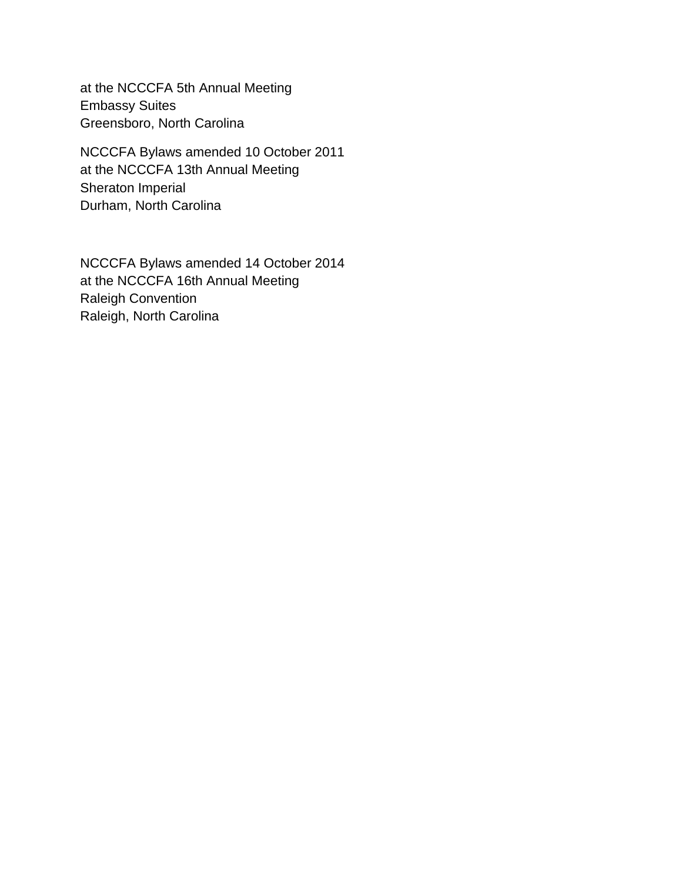at the NCCCFA 5th Annual Meeting
Embassy Suites
Greensboro, North Carolina

NCCCFA Bylaws amended 10 October 2011
at the NCCCFA 13th Annual Meeting
Sheraton Imperial
Durham, North Carolina

NCCCFA Bylaws amended 14 October 2014
at the NCCCFA 16th Annual Meeting
Raleigh Convention
Raleigh, North Carolina